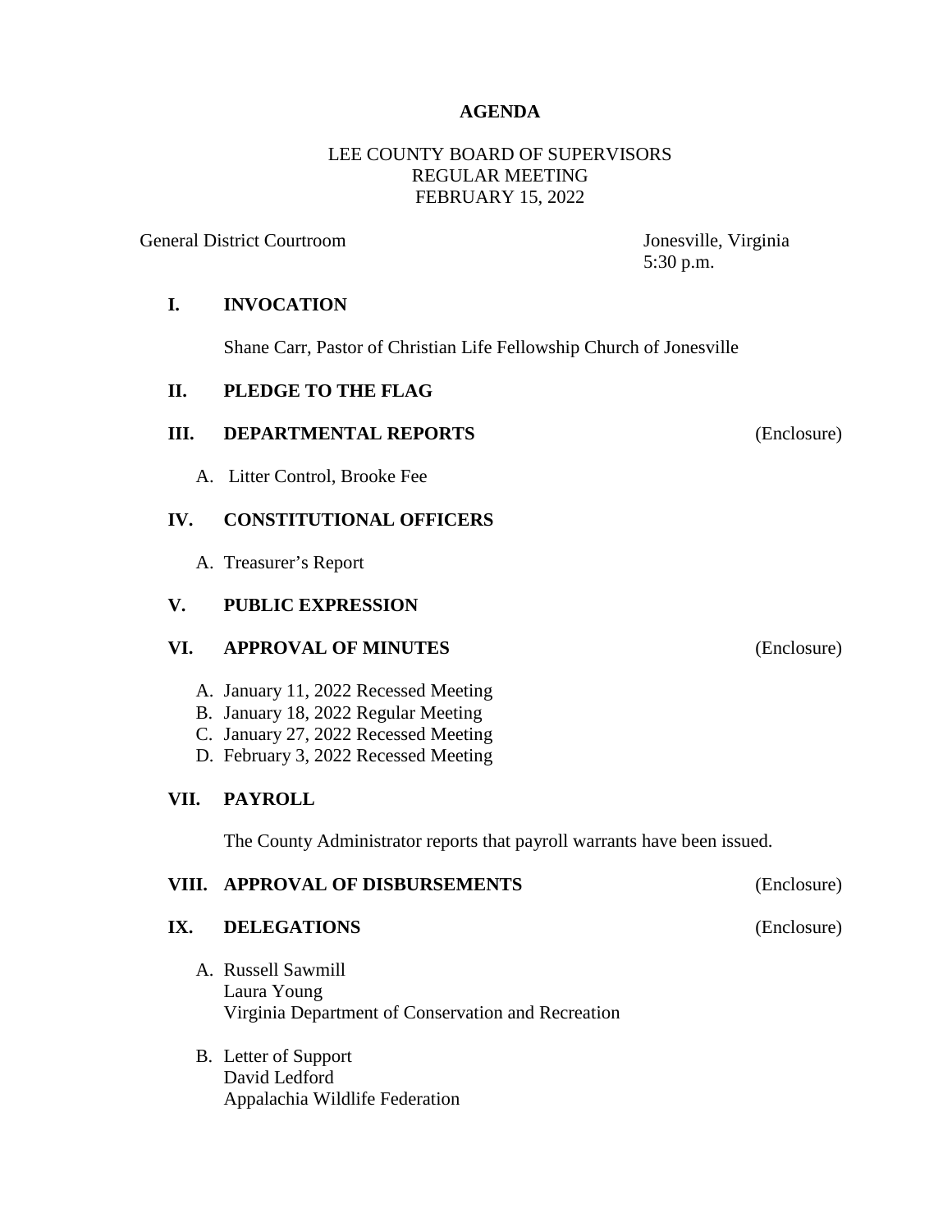**AGENDA**

LEE COUNTY BOARD OF SUPERVISORS
REGULAR MEETING
FEBRUARY 15, 2022

General District Courtroom — Jonesville, Virginia
5:30 p.m.

**I. INVOCATION**

Shane Carr, Pastor of Christian Life Fellowship Church of Jonesville

**II. PLEDGE TO THE FLAG**

**III. DEPARTMENTAL REPORTS** (Enclosure)

A. Litter Control, Brooke Fee

**IV. CONSTITUTIONAL OFFICERS**

A. Treasurer's Report

**V. PUBLIC EXPRESSION**

**VI. APPROVAL OF MINUTES** (Enclosure)

A. January 11, 2022 Recessed Meeting
B. January 18, 2022 Regular Meeting
C. January 27, 2022 Recessed Meeting
D. February 3, 2022 Recessed Meeting

**VII. PAYROLL**

The County Administrator reports that payroll warrants have been issued.

**VIII. APPROVAL OF DISBURSEMENTS** (Enclosure)

**IX. DELEGATIONS** (Enclosure)

A. Russell Sawmill
Laura Young
Virginia Department of Conservation and Recreation

B. Letter of Support
David Ledford
Appalachia Wildlife Federation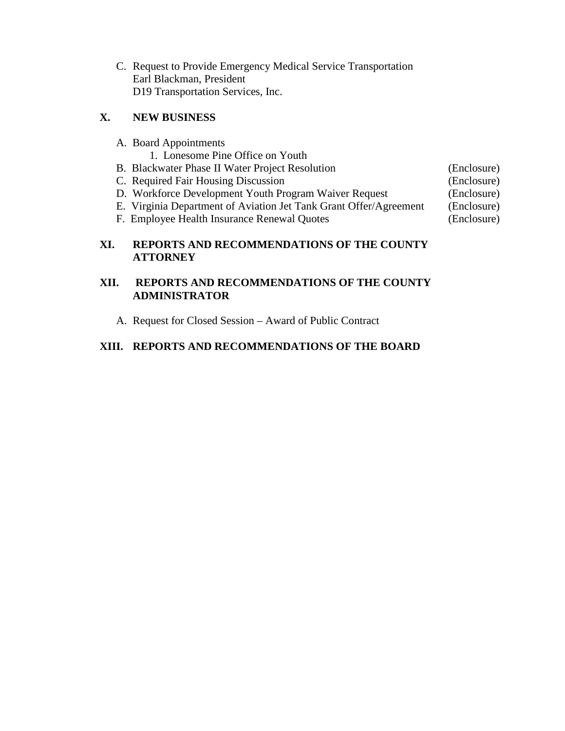C. Request to Provide Emergency Medical Service Transportation
   Earl Blackman, President
   D19 Transportation Services, Inc.

## X. NEW BUSINESS

A. Board Appointments
   1. Lonesome Pine Office on Youth
B. Blackwater Phase II Water Project Resolution (Enclosure)
C. Required Fair Housing Discussion (Enclosure)
D. Workforce Development Youth Program Waiver Request (Enclosure)
E. Virginia Department of Aviation Jet Tank Grant Offer/Agreement (Enclosure)
F. Employee Health Insurance Renewal Quotes (Enclosure)

## XI. REPORTS AND RECOMMENDATIONS OF THE COUNTY ATTORNEY

## XII. REPORTS AND RECOMMENDATIONS OF THE COUNTY ADMINISTRATOR

A. Request for Closed Session – Award of Public Contract

## XIII. REPORTS AND RECOMMENDATIONS OF THE BOARD